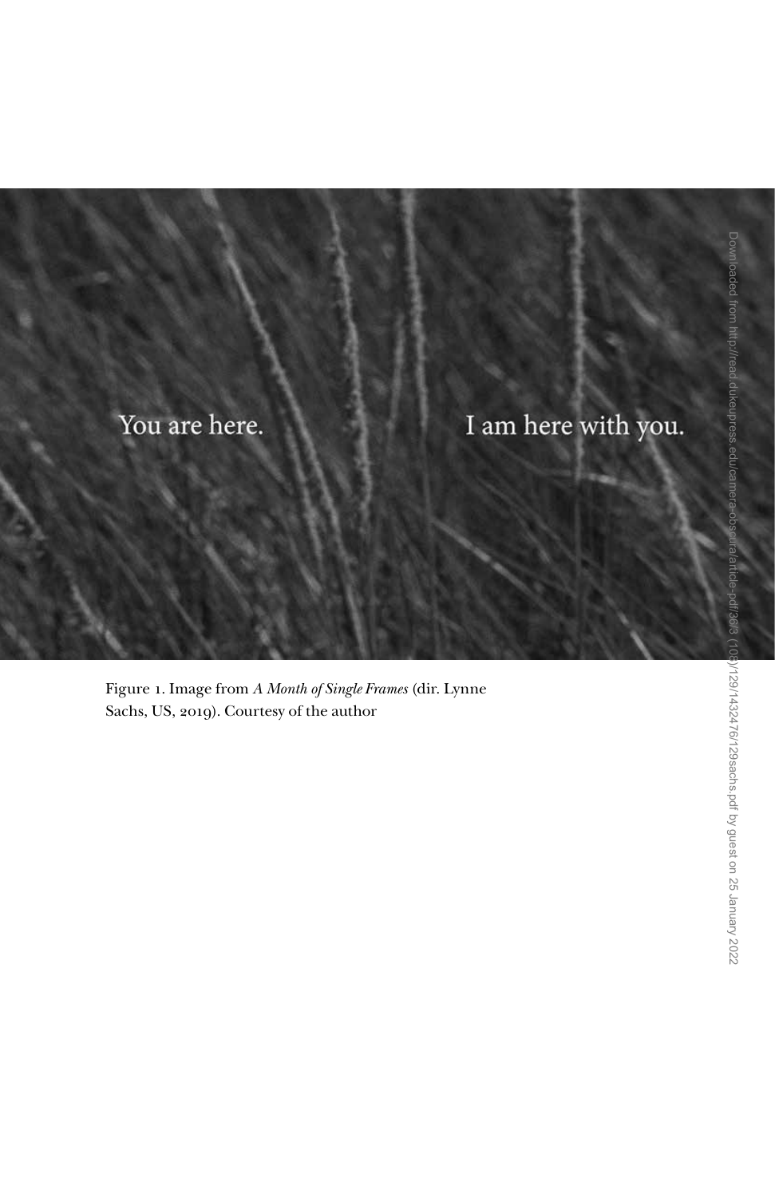You are here.

I am here with you.

Figure 1. Image from *A Month of Single Frames* (dir. Lynne Sachs, US, 2019). Courtesy of the author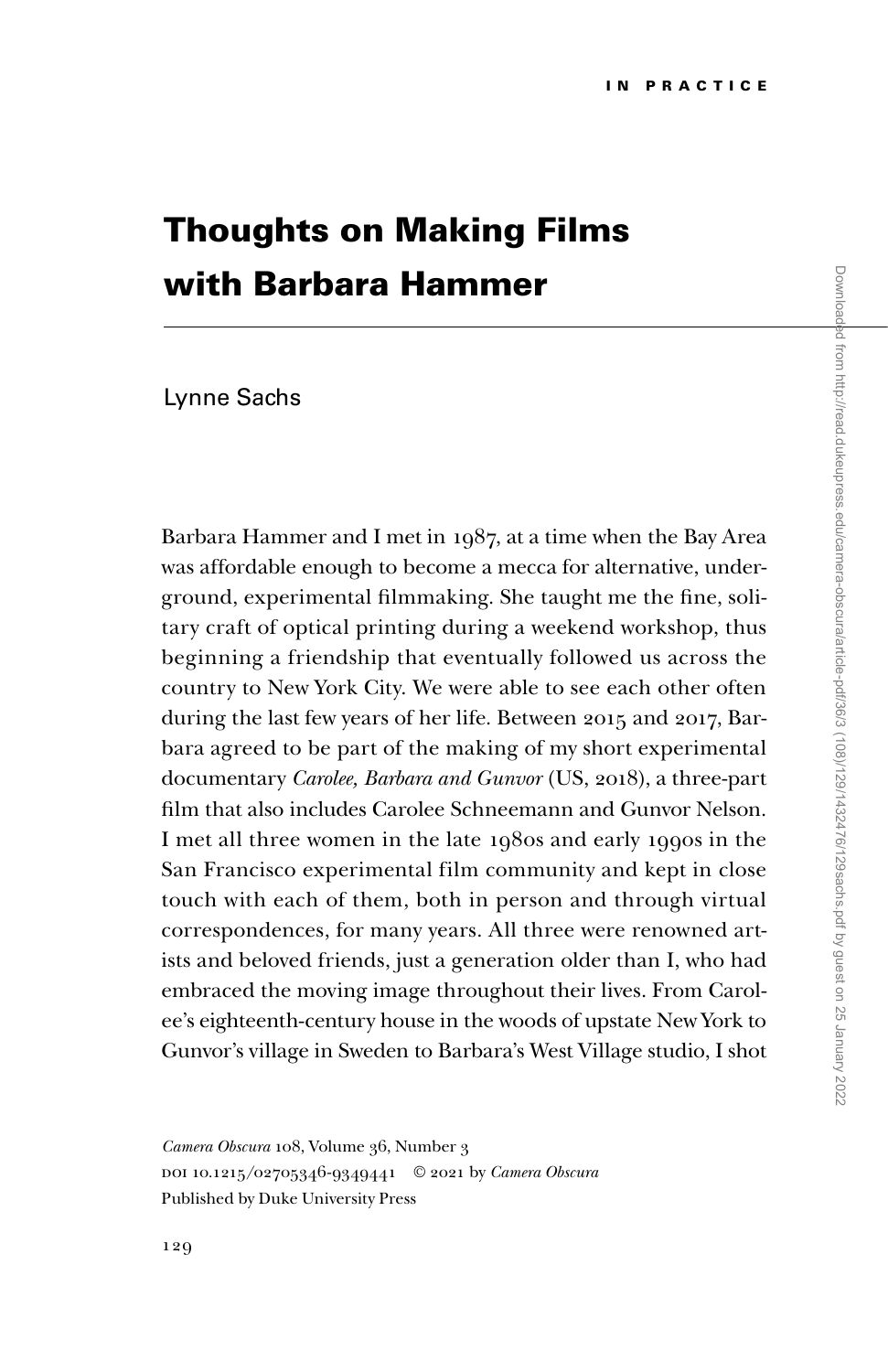# Thoughts on Making Films with Barbara Hammer

Lynne Sachs

Barbara Hammer and I met in 1987, at a time when the Bay Area was affordable enough to become a mecca for alternative, underground, experimental filmmaking. She taught me the fine, solitary craft of optical printing during a weekend workshop, thus beginning a friendship that eventually followed us across the country to New York City. We were able to see each other often during the last few years of her life. Between 2015 and 2017, Barbara agreed to be part of the making of my short experimental documentary *Carolee, Barbara and Gunvor* (US, 2018), a three-part film that also includes Carolee Schneemann and Gunvor Nelson. I met all three women in the late 1980s and early 1990s in the San Francisco experimental film community and kept in close touch with each of them, both in person and through virtual correspondences, for many years. All three were renowned artists and beloved friends, just a generation older than I, who had embraced the moving image throughout their lives. From Carolee's eighteenth-century house in the woods of upstate New York to Gunvor's village in Sweden to Barbara's West Village studio, I shot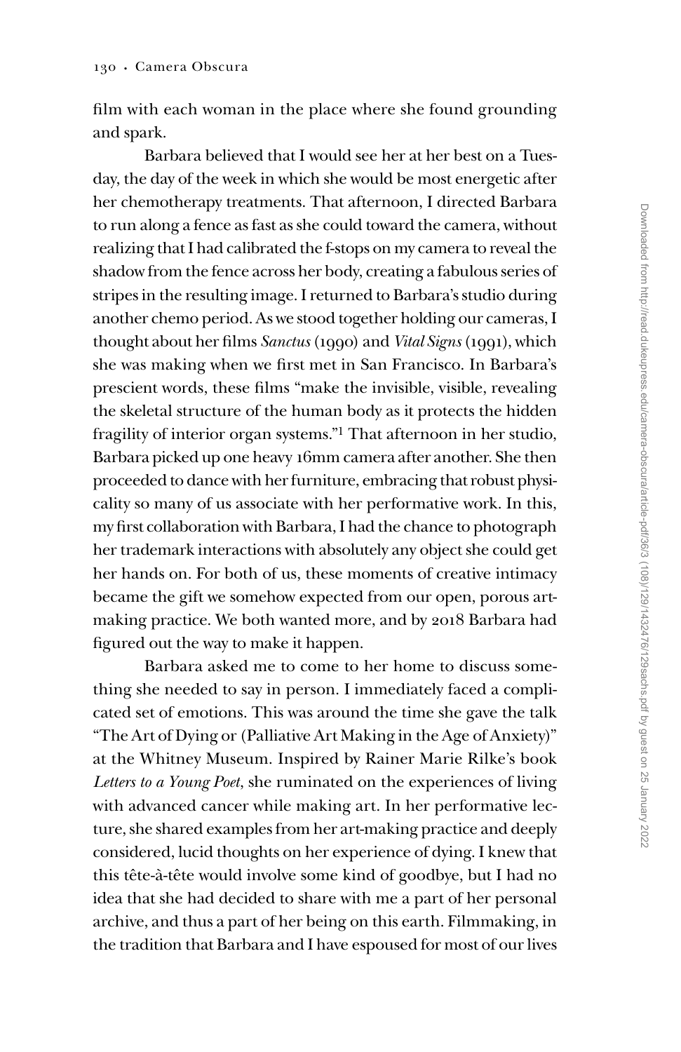film with each woman in the place where she found grounding and spark.

Barbara believed that I would see her at her best on a Tuesday, the day of the week in which she would be most energetic after her chemotherapy treatments. That afternoon, I directed Barbara to run along a fence as fast as she could toward the camera, without realizing that I had calibrated the f-stops on my camera to reveal the shadow from the fence across her body, creating a fabulous series of stripes in the resulting image. I returned to Barbara's studio during another chemo period. As we stood together holding our cameras, I thought about her films *Sanctus* (1990) and *Vital Signs* (1991), which she was making when we first met in San Francisco. In Barbara's prescient words, these films "make the invisible, visible, revealing the skeletal structure of the human body as it protects the hidden fragility of interior organ systems."[1] That afternoon in her studio, Barbara picked up one heavy 16mm camera after another. She then proceeded to dance with her furniture, embracing that robust physicality so many of us associate with her performative work. In this, my first collaboration with Barbara, I had the chance to photograph her trademark interactions with absolutely any object she could get her hands on. For both of us, these moments of creative intimacy became the gift we somehow expected from our open, porous art-making practice. We both wanted more, and by 2018 Barbara had figured out the way to make it happen.

Barbara asked me to come to her home to discuss something she needed to say in person. I immediately faced a complicated set of emotions. This was around the time she gave the talk "The Art of Dying or (Palliative Art Making in the Age of Anxiety)" at the Whitney Museum. Inspired by Rainer Marie Rilke's book *Letters to a Young Poet*, she ruminated on the experiences of living with advanced cancer while making art. In her performative lecture, she shared examples from her art-making practice and deeply considered, lucid thoughts on her experience of dying. I knew that this tête-à-tête would involve some kind of goodbye, but I had no idea that she had decided to share with me a part of her personal archive, and thus a part of her being on this earth. Filmmaking, in the tradition that Barbara and I have espoused for most of our lives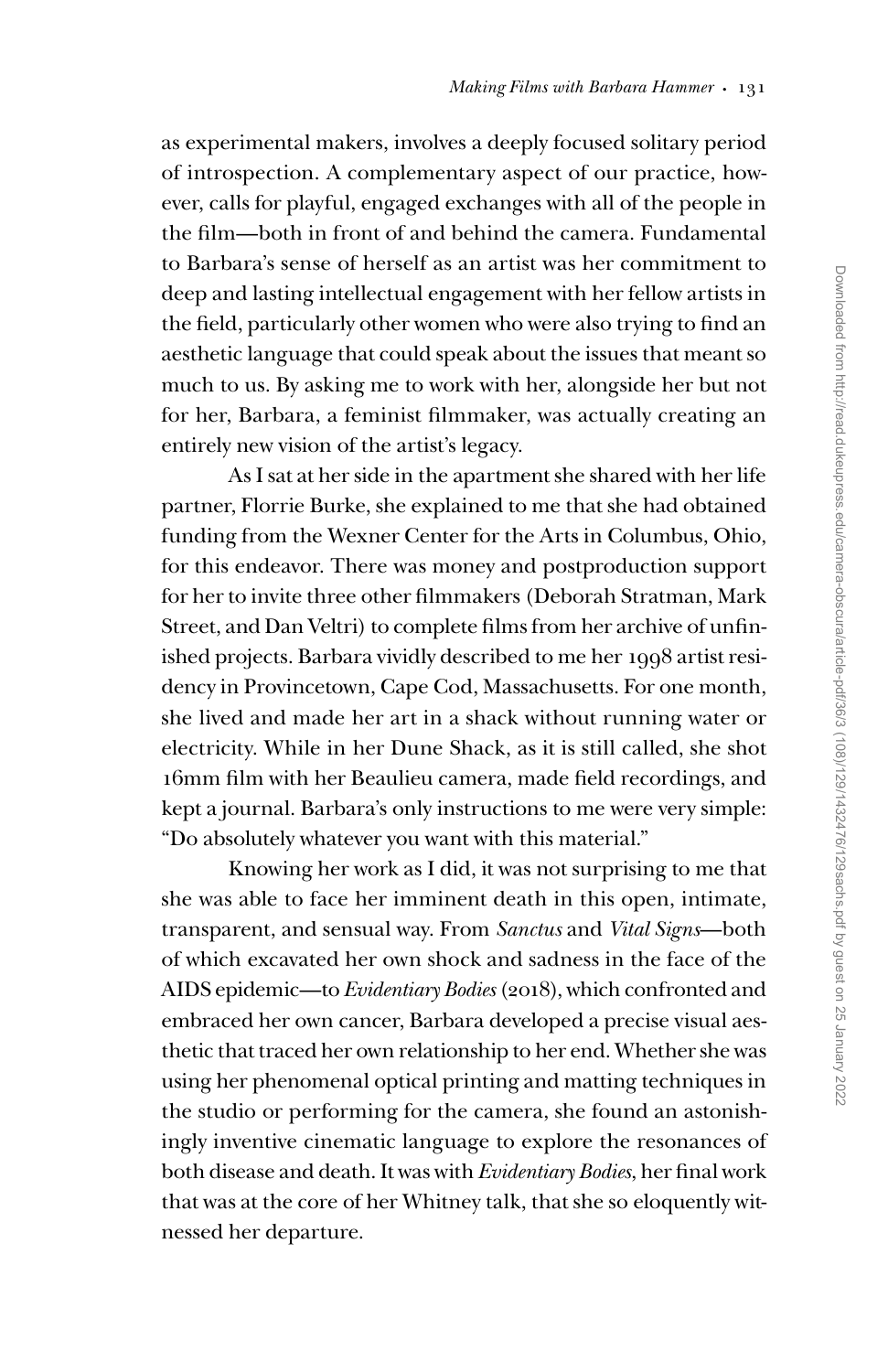as experimental makers, involves a deeply focused solitary period of introspection. A complementary aspect of our practice, however, calls for playful, engaged exchanges with all of the people in the film—both in front of and behind the camera. Fundamental to Barbara's sense of herself as an artist was her commitment to deep and lasting intellectual engagement with her fellow artists in the field, particularly other women who were also trying to find an aesthetic language that could speak about the issues that meant so much to us. By asking me to work with her, alongside her but not for her, Barbara, a feminist filmmaker, was actually creating an entirely new vision of the artist's legacy.

As I sat at her side in the apartment she shared with her life partner, Florrie Burke, she explained to me that she had obtained funding from the Wexner Center for the Arts in Columbus, Ohio, for this endeavor. There was money and postproduction support for her to invite three other filmmakers (Deborah Stratman, Mark Street, and Dan Veltri) to complete films from her archive of unfinished projects. Barbara vividly described to me her 1998 artist residency in Provincetown, Cape Cod, Massachusetts. For one month, she lived and made her art in a shack without running water or electricity. While in her Dune Shack, as it is still called, she shot 16mm film with her Beaulieu camera, made field recordings, and kept a journal. Barbara's only instructions to me were very simple: "Do absolutely whatever you want with this material."

Knowing her work as I did, it was not surprising to me that she was able to face her imminent death in this open, intimate, transparent, and sensual way. From *Sanctus* and *Vital Signs*—both of which excavated her own shock and sadness in the face of the AIDS epidemic—to *Evidentiary Bodies* (2018), which confronted and embraced her own cancer, Barbara developed a precise visual aesthetic that traced her own relationship to her end. Whether she was using her phenomenal optical printing and matting techniques in the studio or performing for the camera, she found an astonishingly inventive cinematic language to explore the resonances of both disease and death. It was with *Evidentiary Bodies*, her final work that was at the core of her Whitney talk, that she so eloquently witnessed her departure.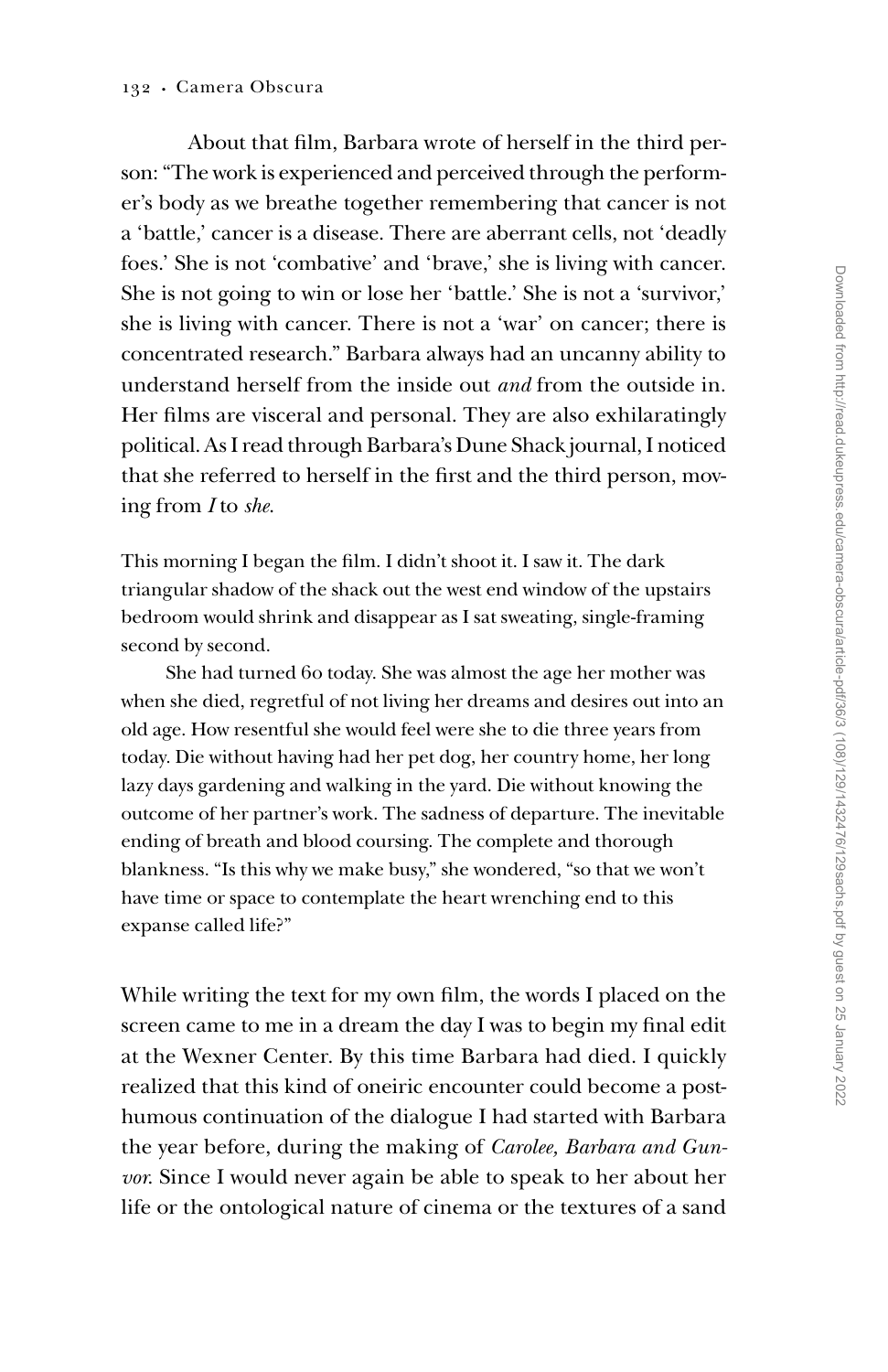About that film, Barbara wrote of herself in the third person: "The work is experienced and perceived through the performer's body as we breathe together remembering that cancer is not a 'battle,' cancer is a disease. There are aberrant cells, not 'deadly foes.' She is not 'combative' and 'brave,' she is living with cancer. She is not going to win or lose her 'battle.' She is not a 'survivor,' she is living with cancer. There is not a 'war' on cancer; there is concentrated research." Barbara always had an uncanny ability to understand herself from the inside out *and* from the outside in. Her films are visceral and personal. They are also exhilaratingly political. As I read through Barbara's Dune Shack journal, I noticed that she referred to herself in the first and the third person, moving from *I* to *she*.

> This morning I began the film. I didn't shoot it. I saw it. The dark triangular shadow of the shack out the west end window of the upstairs bedroom would shrink and disappear as I sat sweating, single-framing second by second.
>
> She had turned 60 today. She was almost the age her mother was when she died, regretful of not living her dreams and desires out into an old age. How resentful she would feel were she to die three years from today. Die without having had her pet dog, her country home, her long lazy days gardening and walking in the yard. Die without knowing the outcome of her partner's work. The sadness of departure. The inevitable ending of breath and blood coursing. The complete and thorough blankness. "Is this why we make busy," she wondered, "so that we won't have time or space to contemplate the heart wrenching end to this expanse called life?"

While writing the text for my own film, the words I placed on the screen came to me in a dream the day I was to begin my final edit at the Wexner Center. By this time Barbara had died. I quickly realized that this kind of oneiric encounter could become a posthumous continuation of the dialogue I had started with Barbara the year before, during the making of *Carolee, Barbara and Gunvor.* Since I would never again be able to speak to her about her life or the ontological nature of cinema or the textures of a sand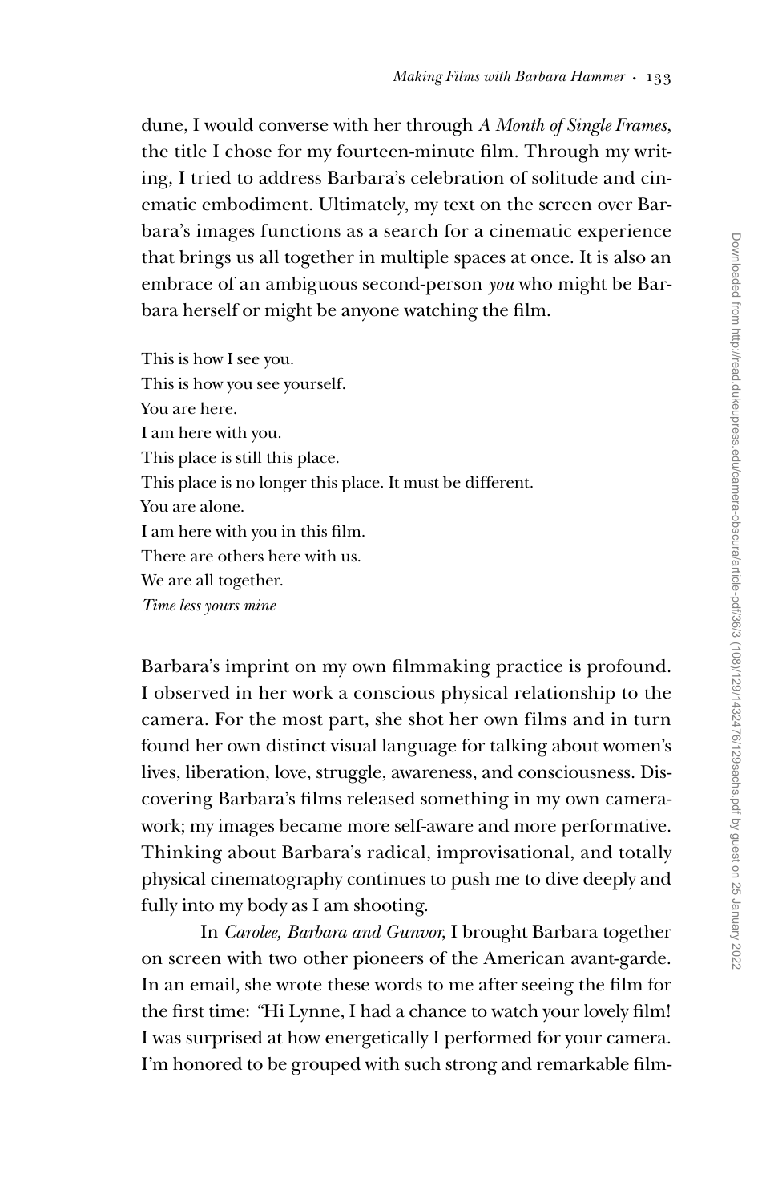dune, I would converse with her through *A Month of Single Frames*, the title I chose for my fourteen-minute film. Through my writing, I tried to address Barbara's celebration of solitude and cinematic embodiment. Ultimately, my text on the screen over Barbara's images functions as a search for a cinematic experience that brings us all together in multiple spaces at once. It is also an embrace of an ambiguous second-person *you* who might be Barbara herself or might be anyone watching the film.

This is how I see you.  
This is how you see yourself.  
You are here.  
I am here with you.  
This place is still this place.  
This place is no longer this place. It must be different.  
You are alone.  
I am here with you in this film.  
There are others here with us.  
We are all together.  
*Time less yours mine*

Barbara's imprint on my own filmmaking practice is profound. I observed in her work a conscious physical relationship to the camera. For the most part, she shot her own films and in turn found her own distinct visual language for talking about women's lives, liberation, love, struggle, awareness, and consciousness. Discovering Barbara's films released something in my own camerawork; my images became more self-aware and more performative. Thinking about Barbara's radical, improvisational, and totally physical cinematography continues to push me to dive deeply and fully into my body as I am shooting.

In *Carolee, Barbara and Gunvor*, I brought Barbara together on screen with two other pioneers of the American avant-garde. In an email, she wrote these words to me after seeing the film for the first time: "Hi Lynne, I had a chance to watch your lovely film! I was surprised at how energetically I performed for your camera. I'm honored to be grouped with such strong and remarkable film-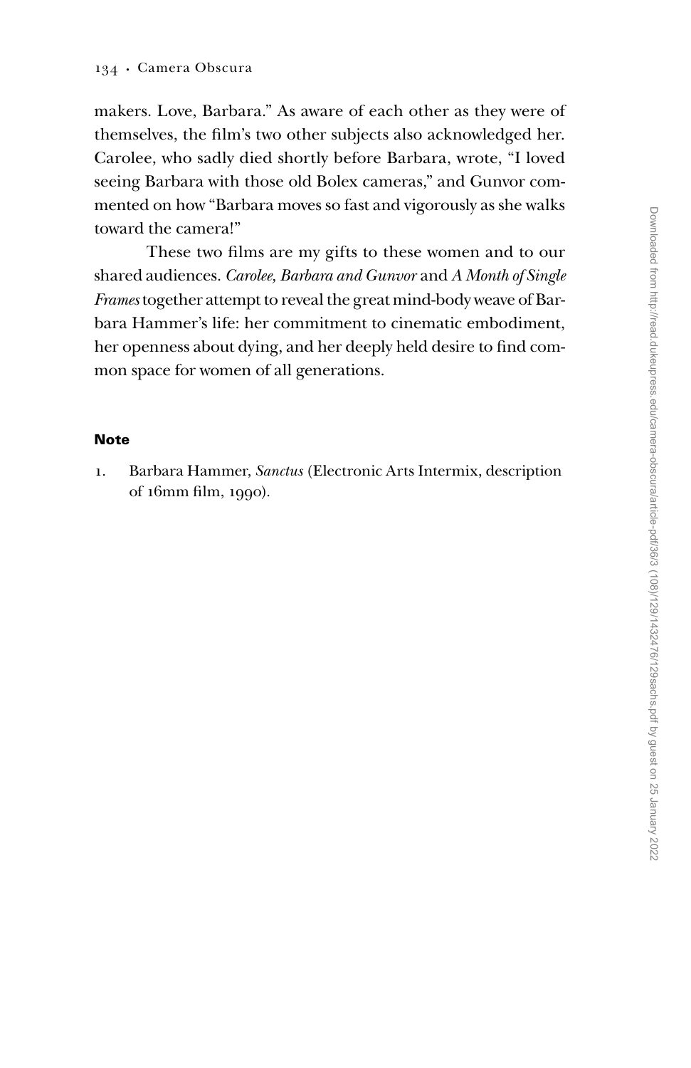makers. Love, Barbara." As aware of each other as they were of themselves, the film's two other subjects also acknowledged her. Carolee, who sadly died shortly before Barbara, wrote, "I loved seeing Barbara with those old Bolex cameras," and Gunvor commented on how "Barbara moves so fast and vigorously as she walks toward the camera!"

These two films are my gifts to these women and to our shared audiences. *Carolee, Barbara and Gunvor* and *A Month of Single Frames* together attempt to reveal the great mind-body weave of Barbara Hammer's life: her commitment to cinematic embodiment, her openness about dying, and her deeply held desire to find common space for women of all generations.

## Note

1. Barbara Hammer, *Sanctus* (Electronic Arts Intermix, description of 16mm film, 1990).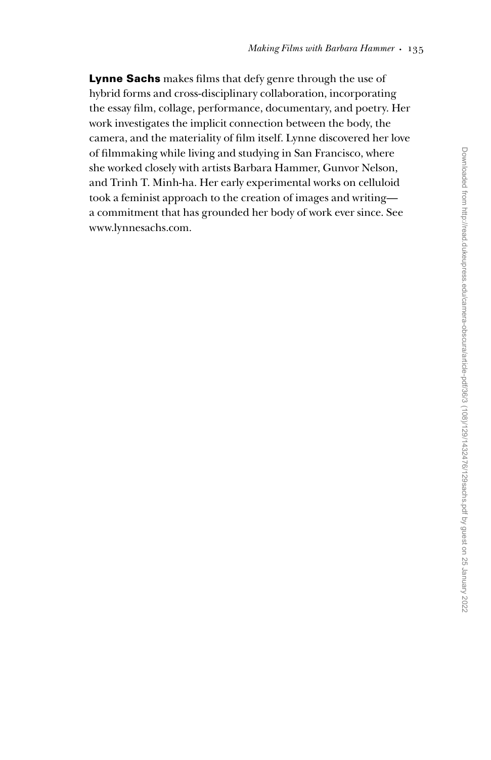**Lynne Sachs** makes films that defy genre through the use of hybrid forms and cross-disciplinary collaboration, incorporating the essay film, collage, performance, documentary, and poetry. Her work investigates the implicit connection between the body, the camera, and the materiality of film itself. Lynne discovered her love of filmmaking while living and studying in San Francisco, where she worked closely with artists Barbara Hammer, Gunvor Nelson, and Trinh T. Minh-ha. Her early experimental works on celluloid took a feminist approach to the creation of images and writing—a commitment that has grounded her body of work ever since. See www.lynnesachs.com.